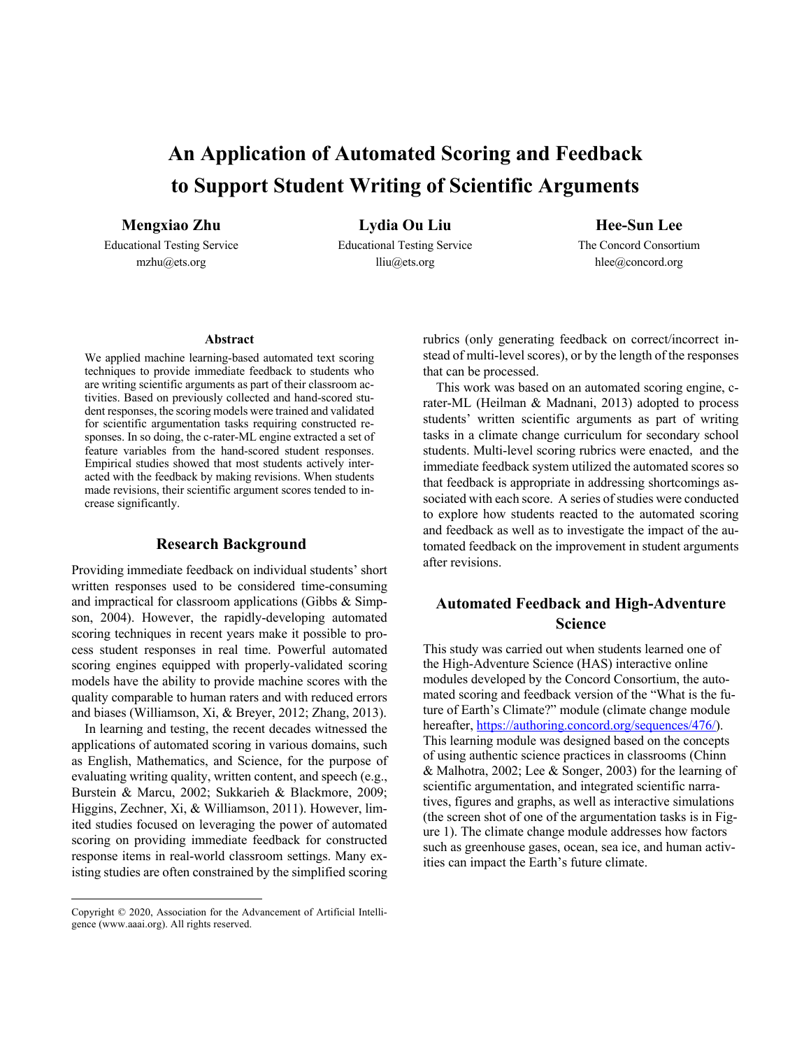# An Application of Automated Scoring and Feedback to Support Student Writing of Scientific Arguments

**Mengxiao Zhu**
Educational Testing Service
mzhu@ets.org

**Lydia Ou Liu**
Educational Testing Service
lliu@ets.org

**Hee-Sun Lee**
The Concord Consortium
hlee@concord.org

### Abstract

We applied machine learning-based automated text scoring techniques to provide immediate feedback to students who are writing scientific arguments as part of their classroom activities. Based on previously collected and hand-scored student responses, the scoring models were trained and validated for scientific argumentation tasks requiring constructed responses. In so doing, the c-rater-ML engine extracted a set of feature variables from the hand-scored student responses. Empirical studies showed that most students actively interacted with the feedback by making revisions. When students made revisions, their scientific argument scores tended to increase significantly.

## Research Background

Providing immediate feedback on individual students' short written responses used to be considered time-consuming and impractical for classroom applications (Gibbs & Simpson, 2004). However, the rapidly-developing automated scoring techniques in recent years make it possible to process student responses in real time. Powerful automated scoring engines equipped with properly-validated scoring models have the ability to provide machine scores with the quality comparable to human raters and with reduced errors and biases (Williamson, Xi, & Breyer, 2012; Zhang, 2013).

In learning and testing, the recent decades witnessed the applications of automated scoring in various domains, such as English, Mathematics, and Science, for the purpose of evaluating writing quality, written content, and speech (e.g., Burstein & Marcu, 2002; Sukkarieh & Blackmore, 2009; Higgins, Zechner, Xi, & Williamson, 2011). However, limited studies focused on leveraging the power of automated scoring on providing immediate feedback for constructed response items in real-world classroom settings. Many existing studies are often constrained by the simplified scoring rubrics (only generating feedback on correct/incorrect instead of multi-level scores), or by the length of the responses that can be processed.

This work was based on an automated scoring engine, c-rater-ML (Heilman & Madnani, 2013) adopted to process students' written scientific arguments as part of writing tasks in a climate change curriculum for secondary school students. Multi-level scoring rubrics were enacted, and the immediate feedback system utilized the automated scores so that feedback is appropriate in addressing shortcomings associated with each score. A series of studies were conducted to explore how students reacted to the automated scoring and feedback as well as to investigate the impact of the automated feedback on the improvement in student arguments after revisions.

## Automated Feedback and High-Adventure Science

This study was carried out when students learned one of the High-Adventure Science (HAS) interactive online modules developed by the Concord Consortium, the automated scoring and feedback version of the "What is the future of Earth's Climate?" module (climate change module hereafter, https://authoring.concord.org/sequences/476/). This learning module was designed based on the concepts of using authentic science practices in classrooms (Chinn & Malhotra, 2002; Lee & Songer, 2003) for the learning of scientific argumentation, and integrated scientific narratives, figures and graphs, as well as interactive simulations (the screen shot of one of the argumentation tasks is in Figure 1). The climate change module addresses how factors such as greenhouse gases, ocean, sea ice, and human activities can impact the Earth's future climate.

Copyright © 2020, Association for the Advancement of Artificial Intelligence (www.aaai.org). All rights reserved.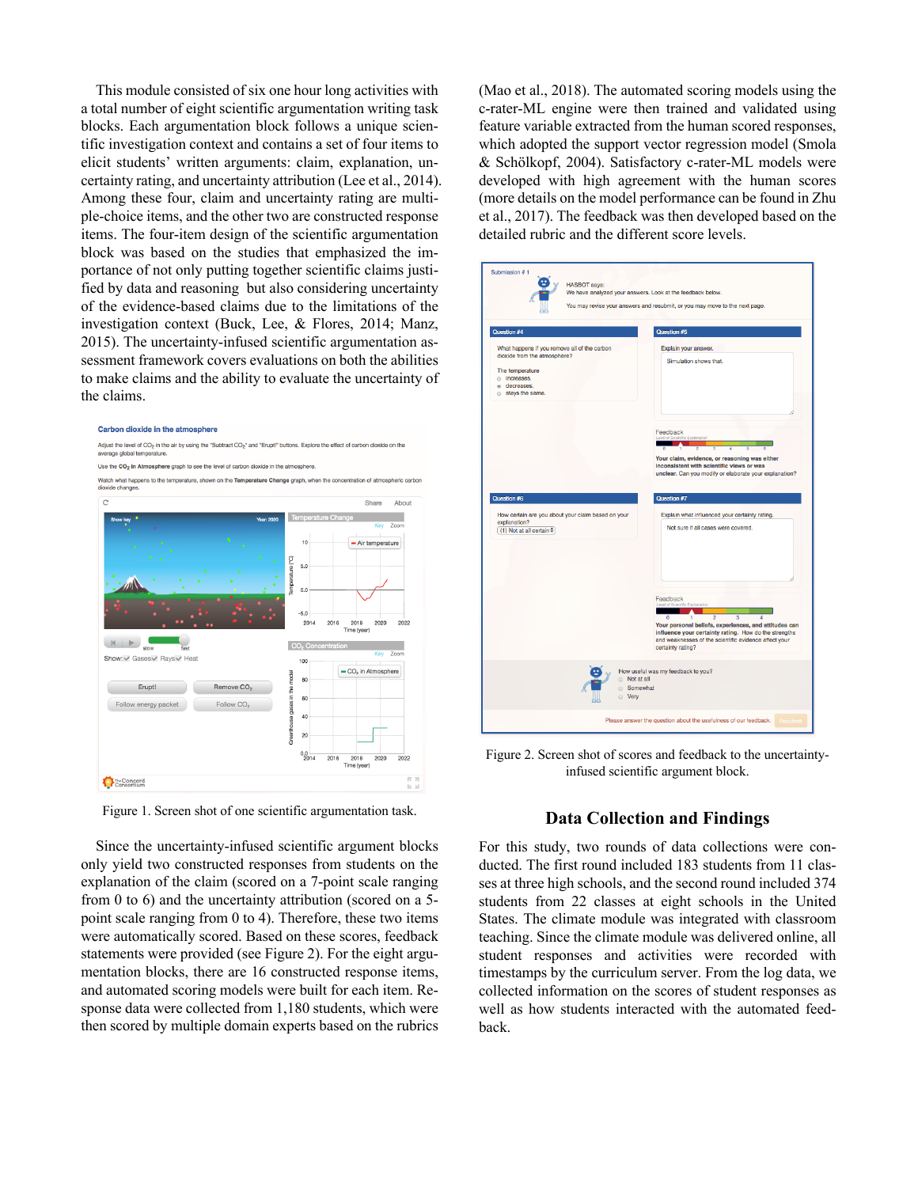This module consisted of six one hour long activities with a total number of eight scientific argumentation writing task blocks. Each argumentation block follows a unique scientific investigation context and contains a set of four items to elicit students' written arguments: claim, explanation, uncertainty rating, and uncertainty attribution (Lee et al., 2014). Among these four, claim and uncertainty rating are multiple-choice items, and the other two are constructed response items. The four-item design of the scientific argumentation block was based on the studies that emphasized the importance of not only putting together scientific claims justified by data and reasoning but also considering uncertainty of the evidence-based claims due to the limitations of the investigation context (Buck, Lee, & Flores, 2014; Manz, 2015). The uncertainty-infused scientific argumentation assessment framework covers evaluations on both the abilities to make claims and the ability to evaluate the uncertainty of the claims.

Figure 1. Screen shot of one scientific argumentation task.

Since the uncertainty-infused scientific argument blocks only yield two constructed responses from students on the explanation of the claim (scored on a 7-point scale ranging from 0 to 6) and the uncertainty attribution (scored on a 5-point scale ranging from 0 to 4). Therefore, these two items were automatically scored. Based on these scores, feedback statements were provided (see Figure 2). For the eight argumentation blocks, there are 16 constructed response items, and automated scoring models were built for each item. Response data were collected from 1,180 students, which were then scored by multiple domain experts based on the rubrics (Mao et al., 2018). The automated scoring models using the c-rater-ML engine were then trained and validated using feature variable extracted from the human scored responses, which adopted the support vector regression model (Smola & Schölkopf, 2004). Satisfactory c-rater-ML models were developed with high agreement with the human scores (more details on the model performance can be found in Zhu et al., 2017). The feedback was then developed based on the detailed rubric and the different score levels.

Figure 2. Screen shot of scores and feedback to the uncertainty-infused scientific argument block.

## Data Collection and Findings

For this study, two rounds of data collections were conducted. The first round included 183 students from 11 classes at three high schools, and the second round included 374 students from 22 classes at eight schools in the United States. The climate module was integrated with classroom teaching. Since the climate module was delivered online, all student responses and activities were recorded with timestamps by the curriculum server. From the log data, we collected information on the scores of student responses as well as how students interacted with the automated feedback.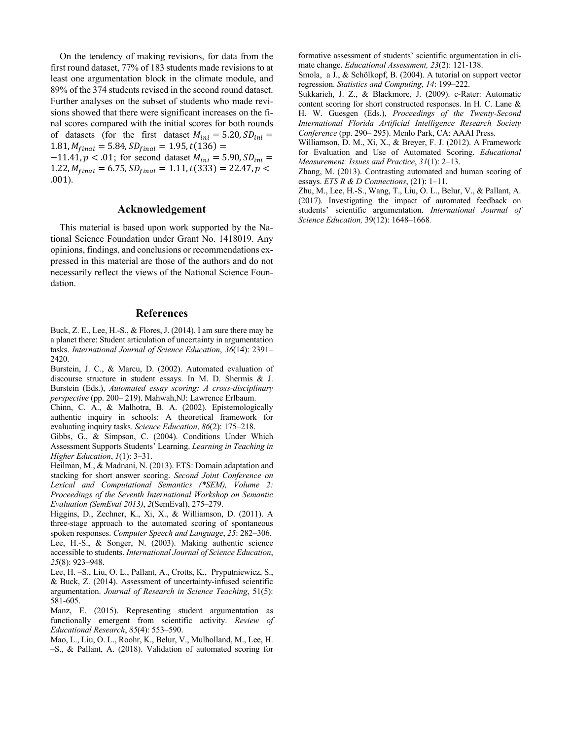On the tendency of making revisions, for data from the first round dataset, 77% of 183 students made revisions to at least one argumentation block in the climate module, and 89% of the 374 students revised in the second round dataset. Further analyses on the subset of students who made revisions showed that there were significant increases on the final scores compared with the initial scores for both rounds of datasets (for the first dataset $M_{ini} = 5.20, SD_{ini} = 1.81, M_{final} = 5.84, SD_{final} = 1.95, t(136) = -11.41, p < .01$; for second dataset $M_{ini} = 5.90, SD_{ini} = 1.22, M_{final} = 6.75, SD_{final} = 1.11, t(333) = 22.47, p < .001$).

## Acknowledgement

This material is based upon work supported by the National Science Foundation under Grant No. 1418019. Any opinions, findings, and conclusions or recommendations expressed in this material are those of the authors and do not necessarily reflect the views of the National Science Foundation.

## References

Buck, Z. E., Lee, H.-S., & Flores, J. (2014). I am sure there may be a planet there: Student articulation of uncertainty in argumentation tasks. *International Journal of Science Education*, *36*(14): 2391–2420.

Burstein, J. C., & Marcu, D. (2002). Automated evaluation of discourse structure in student essays. In M. D. Shermis & J. Burstein (Eds.), *Automated essay scoring: A cross-disciplinary perspective* (pp. 200– 219). Mahwah,NJ: Lawrence Erlbaum.

Chinn, C. A., & Malhotra, B. A. (2002). Epistemologically authentic inquiry in schools: A theoretical framework for evaluating inquiry tasks. *Science Education*, *86*(2): 175–218.

Gibbs, G., & Simpson, C. (2004). Conditions Under Which Assessment Supports Students' Learning. *Learning in Teaching in Higher Education*, *1*(1): 3–31.

Heilman, M., & Madnani, N. (2013). ETS: Domain adaptation and stacking for short answer scoring. *Second Joint Conference on Lexical and Computational Semantics (\*SEM), Volume 2: Proceedings of the Seventh International Workshop on Semantic Evaluation (SemEval 2013)*, *2*(SemEval), 275–279.

Higgins, D., Zechner, K., Xi, X., & Williamson, D. (2011). A three-stage approach to the automated scoring of spontaneous spoken responses. *Computer Speech and Language*, *25*: 282–306.

Lee, H.-S., & Songer, N. (2003). Making authentic science accessible to students. *International Journal of Science Education*, *25*(8): 923–948.

Lee, H. –S., Liu, O. L., Pallant, A., Crotts, K., Pryputniewicz, S., & Buck, Z. (2014). Assessment of uncertainty-infused scientific argumentation. *Journal of Research in Science Teaching*, 51(5): 581-605.

Manz, E. (2015). Representing student argumentation as functionally emergent from scientific activity. *Review of Educational Research*, *85*(4): 553–590.

Mao, L., Liu, O. L., Roohr, K., Belur, V., Mulholland, M., Lee, H. –S., & Pallant, A. (2018). Validation of automated scoring for formative assessment of students' scientific argumentation in climate change. *Educational Assessment, 23*(2): 121-138.

Smola, a J., & Schölkopf, B. (2004). A tutorial on support vector regression. *Statistics and Computing*, *14*: 199–222.

Sukkarieh, J. Z., & Blackmore, J. (2009). c-Rater: Automatic content scoring for short constructed responses. In H. C. Lane & H. W. Guesgen (Eds.), *Proceedings of the Twenty-Second International Florida Artificial Intelligence Research Society Conference* (pp. 290– 295). Menlo Park, CA: AAAI Press.

Williamson, D. M., Xi, X., & Breyer, F. J. (2012). A Framework for Evaluation and Use of Automated Scoring. *Educational Measurement: Issues and Practice*, *31*(1): 2–13.

Zhang, M. (2013). Contrasting automated and human scoring of essays. *ETS R & D Connections*, (21): 1–11.

Zhu, M., Lee, H.-S., Wang, T., Liu, O. L., Belur, V., & Pallant, A. (2017). Investigating the impact of automated feedback on students' scientific argumentation. *International Journal of Science Education,* 39(12): 1648–1668.